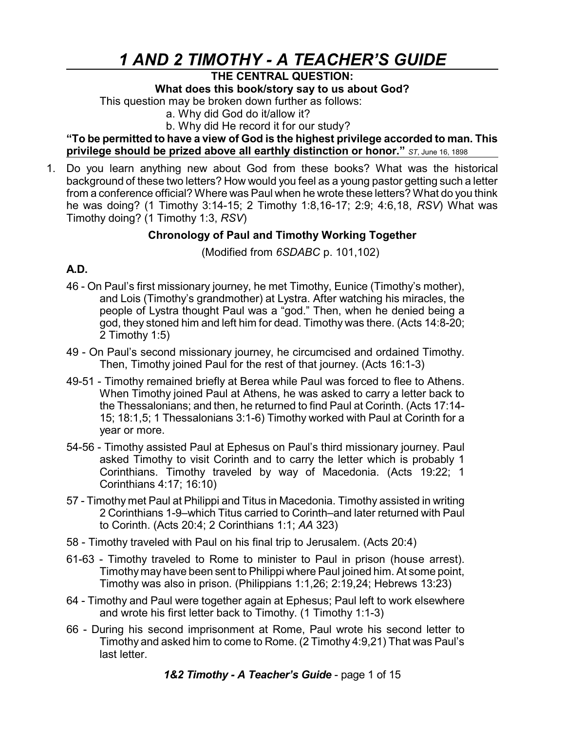# *1 AND 2 TIMOTHY - A TEACHER'S GUIDE*

**THE CENTRAL QUESTION:**

**What does this book/story say to us about God?**

This question may be broken down further as follows:

a. Why did God do it/allow it?

b. Why did He record it for our study?

**"To be permitted to have a view of God is the highest privilege accorded to man. This privilege should be prized above all earthly distinction or honor."** *ST*, June 16, 1898

1. Do you learn anything new about God from these books? What was the historical background of these two letters? How would you feel as a young pastor getting such a letter from a conference official? Where was Paul when he wrote these letters? What do you think he was doing? (1 Timothy 3:14-15; 2 Timothy 1:8,16-17; 2:9; 4:6,18, *RSV*) What was Timothy doing? (1 Timothy 1:3, *RSV*)

**Chronology of Paul and Timothy Working Together**

(Modified from *6SDABC* p. 101,102)

**A.D.**

46 - On Paul's first missionary journey, he met Timothy, Eunice (Timothy's mother), and Lois (Timothy's grandmother) at Lystra. After watching his miracles, the people of Lystra thought Paul was a "god." Then, when he denied being a god, they stoned him and left him for dead. Timothy was there. (Acts 14:8-20; 2 Timothy 1:5)

49 - On Paul's second missionary journey, he circumcised and ordained Timothy. Then, Timothy joined Paul for the rest of that journey. (Acts 16:1-3)

49-51 - Timothy remained briefly at Berea while Paul was forced to flee to Athens. When Timothy joined Paul at Athens, he was asked to carry a letter back to the Thessalonians; and then, he returned to find Paul at Corinth. (Acts 17:14-15; 18:1,5; 1 Thessalonians 3:1-6) Timothy worked with Paul at Corinth for a year or more.

54-56 - Timothy assisted Paul at Ephesus on Paul's third missionary journey. Paul asked Timothy to visit Corinth and to carry the letter which is probably 1 Corinthians. Timothy traveled by way of Macedonia. (Acts 19:22; 1 Corinthians 4:17; 16:10)

57 - Timothy met Paul at Philippi and Titus in Macedonia. Timothy assisted in writing 2 Corinthians 1-9–which Titus carried to Corinth–and later returned with Paul to Corinth. (Acts 20:4; 2 Corinthians 1:1; *AA* 323)

58 - Timothy traveled with Paul on his final trip to Jerusalem. (Acts 20:4)

61-63 - Timothy traveled to Rome to minister to Paul in prison (house arrest). Timothy may have been sent to Philippi where Paul joined him. At some point, Timothy was also in prison. (Philippians 1:1,26; 2:19,24; Hebrews 13:23)

64 - Timothy and Paul were together again at Ephesus; Paul left to work elsewhere and wrote his first letter back to Timothy. (1 Timothy 1:1-3)

66 - During his second imprisonment at Rome, Paul wrote his second letter to Timothy and asked him to come to Rome. (2 Timothy 4:9,21) That was Paul's last letter.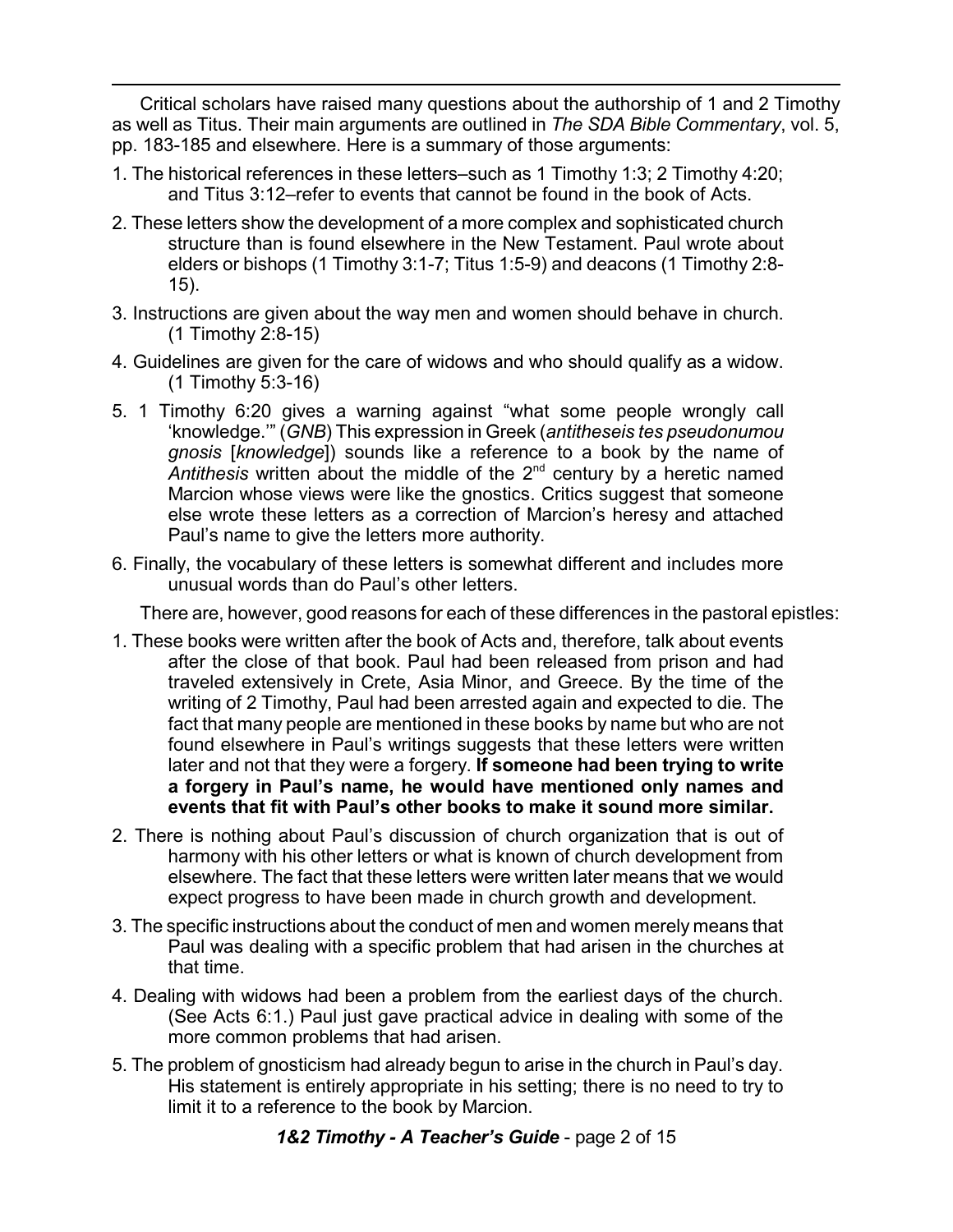Critical scholars have raised many questions about the authorship of 1 and 2 Timothy as well as Titus. Their main arguments are outlined in *The SDA Bible Commentary*, vol. 5, pp. 183-185 and elsewhere. Here is a summary of those arguments:

1. The historical references in these letters–such as 1 Timothy 1:3; 2 Timothy 4:20; and Titus 3:12–refer to events that cannot be found in the book of Acts.
2. These letters show the development of a more complex and sophisticated church structure than is found elsewhere in the New Testament. Paul wrote about elders or bishops (1 Timothy 3:1-7; Titus 1:5-9) and deacons (1 Timothy 2:8-15).
3. Instructions are given about the way men and women should behave in church. (1 Timothy 2:8-15)
4. Guidelines are given for the care of widows and who should qualify as a widow. (1 Timothy 5:3-16)
5. 1 Timothy 6:20 gives a warning against "what some people wrongly call 'knowledge.'" (*GNB*) This expression in Greek (*antitheseis tes pseudonumou gnosis* [*knowledge*]) sounds like a reference to a book by the name of *Antithesis* written about the middle of the 2nd century by a heretic named Marcion whose views were like the gnostics. Critics suggest that someone else wrote these letters as a correction of Marcion's heresy and attached Paul's name to give the letters more authority.
6. Finally, the vocabulary of these letters is somewhat different and includes more unusual words than do Paul's other letters.

There are, however, good reasons for each of these differences in the pastoral epistles:

1. These books were written after the book of Acts and, therefore, talk about events after the close of that book. Paul had been released from prison and had traveled extensively in Crete, Asia Minor, and Greece. By the time of the writing of 2 Timothy, Paul had been arrested again and expected to die. The fact that many people are mentioned in these books by name but who are not found elsewhere in Paul's writings suggests that these letters were written later and not that they were a forgery. **If someone had been trying to write a forgery in Paul's name, he would have mentioned only names and events that fit with Paul's other books to make it sound more similar.**
2. There is nothing about Paul's discussion of church organization that is out of harmony with his other letters or what is known of church development from elsewhere. The fact that these letters were written later means that we would expect progress to have been made in church growth and development.
3. The specific instructions about the conduct of men and women merely means that Paul was dealing with a specific problem that had arisen in the churches at that time.
4. Dealing with widows had been a problem from the earliest days of the church. (See Acts 6:1.) Paul just gave practical advice in dealing with some of the more common problems that had arisen.
5. The problem of gnosticism had already begun to arise in the church in Paul's day. His statement is entirely appropriate in his setting; there is no need to try to limit it to a reference to the book by Marcion.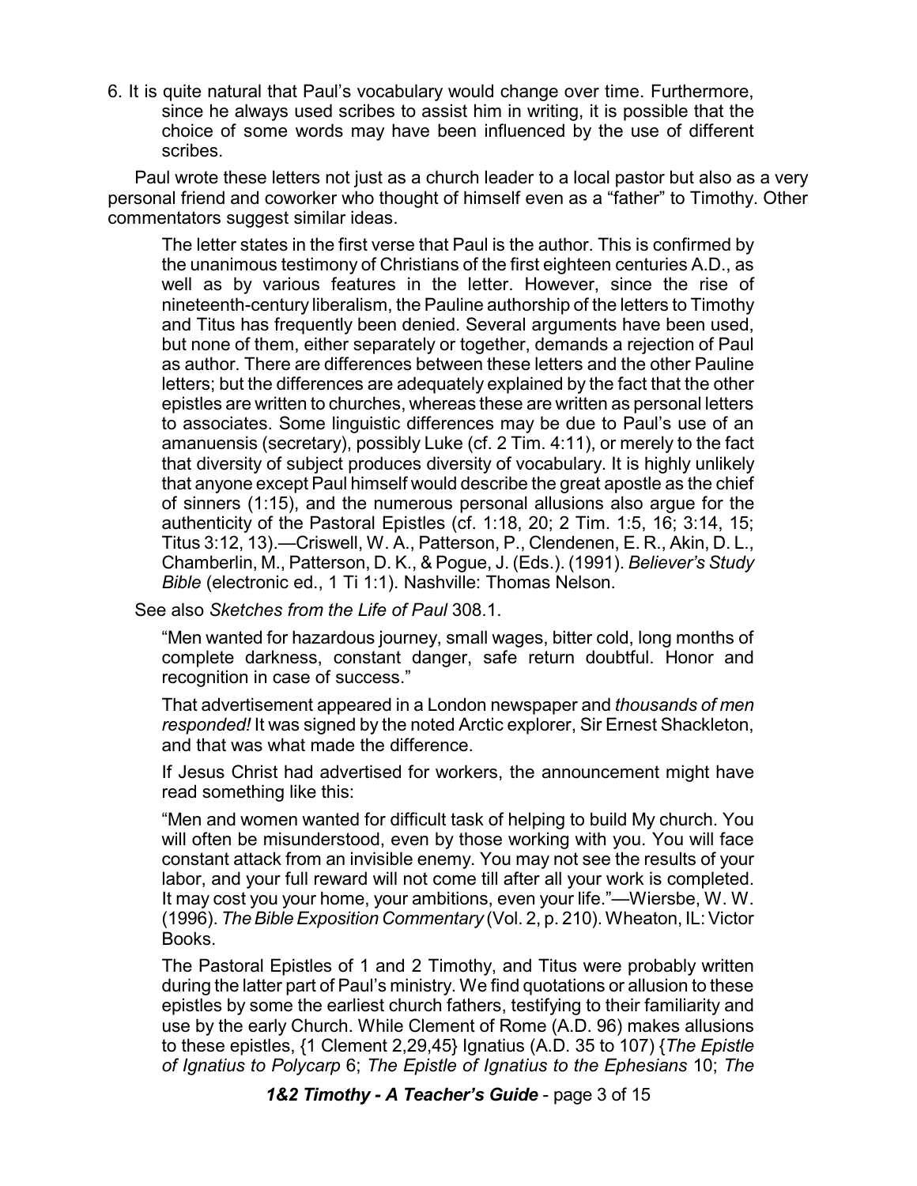6. It is quite natural that Paul's vocabulary would change over time. Furthermore, since he always used scribes to assist him in writing, it is possible that the choice of some words may have been influenced by the use of different scribes.

Paul wrote these letters not just as a church leader to a local pastor but also as a very personal friend and coworker who thought of himself even as a "father" to Timothy. Other commentators suggest similar ideas.

> The letter states in the first verse that Paul is the author. This is confirmed by the unanimous testimony of Christians of the first eighteen centuries A.D., as well as by various features in the letter. However, since the rise of nineteenth-century liberalism, the Pauline authorship of the letters to Timothy and Titus has frequently been denied. Several arguments have been used, but none of them, either separately or together, demands a rejection of Paul as author. There are differences between these letters and the other Pauline letters; but the differences are adequately explained by the fact that the other epistles are written to churches, whereas these are written as personal letters to associates. Some linguistic differences may be due to Paul's use of an amanuensis (secretary), possibly Luke (cf. 2 Tim. 4:11), or merely to the fact that diversity of subject produces diversity of vocabulary. It is highly unlikely that anyone except Paul himself would describe the great apostle as the chief of sinners (1:15), and the numerous personal allusions also argue for the authenticity of the Pastoral Epistles (cf. 1:18, 20; 2 Tim. 1:5, 16; 3:14, 15; Titus 3:12, 13).—Criswell, W. A., Patterson, P., Clendenen, E. R., Akin, D. L., Chamberlin, M., Patterson, D. K., & Pogue, J. (Eds.). (1991). *Believer's Study Bible* (electronic ed., 1 Ti 1:1). Nashville: Thomas Nelson.

See also *Sketches from the Life of Paul* 308.1.

> "Men wanted for hazardous journey, small wages, bitter cold, long months of complete darkness, constant danger, safe return doubtful. Honor and recognition in case of success."
>
> That advertisement appeared in a London newspaper and *thousands of men responded!* It was signed by the noted Arctic explorer, Sir Ernest Shackleton, and that was what made the difference.
>
> If Jesus Christ had advertised for workers, the announcement might have read something like this:
>
> "Men and women wanted for difficult task of helping to build My church. You will often be misunderstood, even by those working with you. You will face constant attack from an invisible enemy. You may not see the results of your labor, and your full reward will not come till after all your work is completed. It may cost you your home, your ambitions, even your life."—Wiersbe, W. W. (1996). *The Bible Exposition Commentary* (Vol. 2, p. 210). Wheaton, IL: Victor Books.
>
> The Pastoral Epistles of 1 and 2 Timothy, and Titus were probably written during the latter part of Paul's ministry. We find quotations or allusion to these epistles by some the earliest church fathers, testifying to their familiarity and use by the early Church. While Clement of Rome (A.D. 96) makes allusions to these epistles, {1 Clement 2,29,45} Ignatius (A.D. 35 to 107) {*The Epistle of Ignatius to Polycarp* 6; *The Epistle of Ignatius to the Ephesians* 10; *The*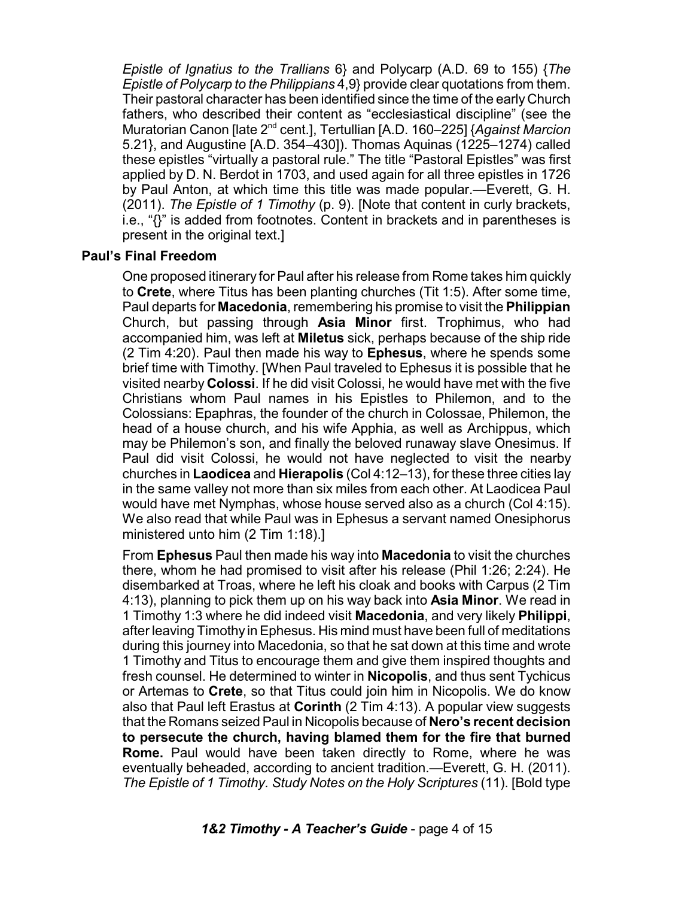*Epistle of Ignatius to the Trallians* 6} and Polycarp (A.D. 69 to 155) {*The Epistle of Polycarp to the Philippians* 4,9} provide clear quotations from them. Their pastoral character has been identified since the time of the early Church fathers, who described their content as "ecclesiastical discipline" (see the Muratorian Canon [late 2nd cent.], Tertullian [A.D. 160–225] {*Against Marcion* 5.21}, and Augustine [A.D. 354–430]). Thomas Aquinas (1225–1274) called these epistles "virtually a pastoral rule." The title "Pastoral Epistles" was first applied by D. N. Berdot in 1703, and used again for all three epistles in 1726 by Paul Anton, at which time this title was made popular.—Everett, G. H. (2011). *The Epistle of 1 Timothy* (p. 9). [Note that content in curly brackets, i.e., "{}" is added from footnotes. Content in brackets and in parentheses is present in the original text.]

### Paul's Final Freedom

One proposed itinerary for Paul after his release from Rome takes him quickly to **Crete**, where Titus has been planting churches (Tit 1:5). After some time, Paul departs for **Macedonia**, remembering his promise to visit the **Philippian** Church, but passing through **Asia Minor** first. Trophimus, who had accompanied him, was left at **Miletus** sick, perhaps because of the ship ride (2 Tim 4:20). Paul then made his way to **Ephesus**, where he spends some brief time with Timothy. [When Paul traveled to Ephesus it is possible that he visited nearby **Colossi**. If he did visit Colossi, he would have met with the five Christians whom Paul names in his Epistles to Philemon, and to the Colossians: Epaphras, the founder of the church in Colossae, Philemon, the head of a house church, and his wife Apphia, as well as Archippus, which may be Philemon's son, and finally the beloved runaway slave Onesimus. If Paul did visit Colossi, he would not have neglected to visit the nearby churches in **Laodicea** and **Hierapolis** (Col 4:12–13), for these three cities lay in the same valley not more than six miles from each other. At Laodicea Paul would have met Nymphas, whose house served also as a church (Col 4:15). We also read that while Paul was in Ephesus a servant named Onesiphorus ministered unto him (2 Tim 1:18).]

From **Ephesus** Paul then made his way into **Macedonia** to visit the churches there, whom he had promised to visit after his release (Phil 1:26; 2:24). He disembarked at Troas, where he left his cloak and books with Carpus (2 Tim 4:13), planning to pick them up on his way back into **Asia Minor**. We read in 1 Timothy 1:3 where he did indeed visit **Macedonia**, and very likely **Philippi**, after leaving Timothy in Ephesus. His mind must have been full of meditations during this journey into Macedonia, so that he sat down at this time and wrote 1 Timothy and Titus to encourage them and give them inspired thoughts and fresh counsel. He determined to winter in **Nicopolis**, and thus sent Tychicus or Artemas to **Crete**, so that Titus could join him in Nicopolis. We do know also that Paul left Erastus at **Corinth** (2 Tim 4:13). A popular view suggests that the Romans seized Paul in Nicopolis because of **Nero's recent decision to persecute the church, having blamed them for the fire that burned Rome.** Paul would have been taken directly to Rome, where he was eventually beheaded, according to ancient tradition.—Everett, G. H. (2011). *The Epistle of 1 Timothy. Study Notes on the Holy Scriptures* (11). [Bold type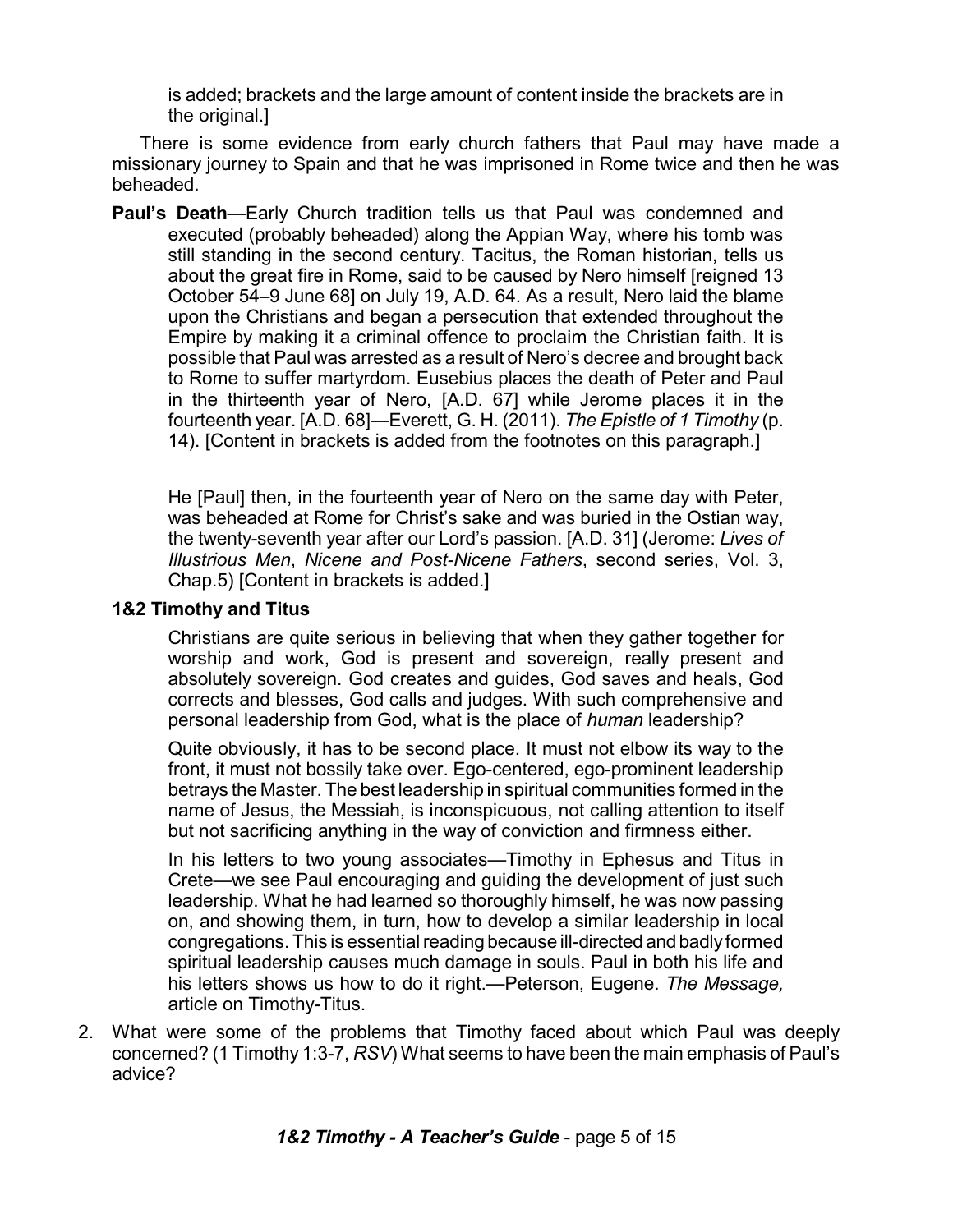is added; brackets and the large amount of content inside the brackets are in the original.]

There is some evidence from early church fathers that Paul may have made a missionary journey to Spain and that he was imprisoned in Rome twice and then he was beheaded.

**Paul's Death**—Early Church tradition tells us that Paul was condemned and executed (probably beheaded) along the Appian Way, where his tomb was still standing in the second century. Tacitus, the Roman historian, tells us about the great fire in Rome, said to be caused by Nero himself [reigned 13 October 54–9 June 68] on July 19, A.D. 64. As a result, Nero laid the blame upon the Christians and began a persecution that extended throughout the Empire by making it a criminal offence to proclaim the Christian faith. It is possible that Paul was arrested as a result of Nero's decree and brought back to Rome to suffer martyrdom. Eusebius places the death of Peter and Paul in the thirteenth year of Nero, [A.D. 67] while Jerome places it in the fourteenth year. [A.D. 68]—Everett, G. H. (2011). *The Epistle of 1 Timothy* (p. 14). [Content in brackets is added from the footnotes on this paragraph.]

> He [Paul] then, in the fourteenth year of Nero on the same day with Peter, was beheaded at Rome for Christ's sake and was buried in the Ostian way, the twenty-seventh year after our Lord's passion. [A.D. 31] (Jerome: *Lives of Illustrious Men*, *Nicene and Post-Nicene Fathers*, second series, Vol. 3, Chap.5) [Content in brackets is added.]

### 1&2 Timothy and Titus

> Christians are quite serious in believing that when they gather together for worship and work, God is present and sovereign, really present and absolutely sovereign. God creates and guides, God saves and heals, God corrects and blesses, God calls and judges. With such comprehensive and personal leadership from God, what is the place of *human* leadership?
>
> Quite obviously, it has to be second place. It must not elbow its way to the front, it must not bossily take over. Ego-centered, ego-prominent leadership betrays the Master. The best leadership in spiritual communities formed in the name of Jesus, the Messiah, is inconspicuous, not calling attention to itself but not sacrificing anything in the way of conviction and firmness either.
>
> In his letters to two young associates—Timothy in Ephesus and Titus in Crete—we see Paul encouraging and guiding the development of just such leadership. What he had learned so thoroughly himself, he was now passing on, and showing them, in turn, how to develop a similar leadership in local congregations. This is essential reading because ill-directed and badly formed spiritual leadership causes much damage in souls. Paul in both his life and his letters shows us how to do it right.—Peterson, Eugene. *The Message,* article on Timothy-Titus.

2. What were some of the problems that Timothy faced about which Paul was deeply concerned? (1 Timothy 1:3-7, *RSV*) What seems to have been the main emphasis of Paul's advice?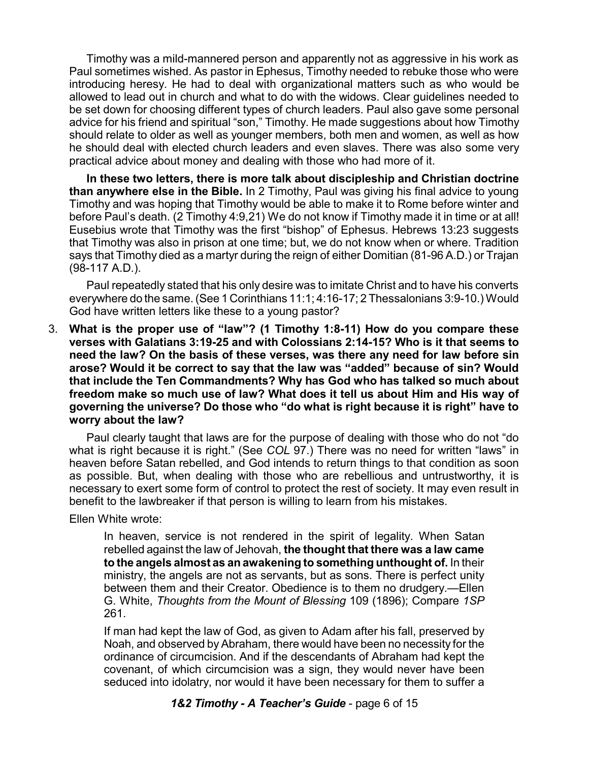Timothy was a mild-mannered person and apparently not as aggressive in his work as Paul sometimes wished. As pastor in Ephesus, Timothy needed to rebuke those who were introducing heresy. He had to deal with organizational matters such as who would be allowed to lead out in church and what to do with the widows. Clear guidelines needed to be set down for choosing different types of church leaders. Paul also gave some personal advice for his friend and spiritual "son," Timothy. He made suggestions about how Timothy should relate to older as well as younger members, both men and women, as well as how he should deal with elected church leaders and even slaves. There was also some very practical advice about money and dealing with those who had more of it.

**In these two letters, there is more talk about discipleship and Christian doctrine than anywhere else in the Bible.** In 2 Timothy, Paul was giving his final advice to young Timothy and was hoping that Timothy would be able to make it to Rome before winter and before Paul's death. (2 Timothy 4:9,21) We do not know if Timothy made it in time or at all! Eusebius wrote that Timothy was the first "bishop" of Ephesus. Hebrews 13:23 suggests that Timothy was also in prison at one time; but, we do not know when or where. Tradition says that Timothy died as a martyr during the reign of either Domitian (81-96 A.D.) or Trajan (98-117 A.D.).

Paul repeatedly stated that his only desire was to imitate Christ and to have his converts everywhere do the same. (See 1 Corinthians 11:1; 4:16-17; 2 Thessalonians 3:9-10.) Would God have written letters like these to a young pastor?

3. **What is the proper use of "law"? (1 Timothy 1:8-11) How do you compare these verses with Galatians 3:19-25 and with Colossians 2:14-15? Who is it that seems to need the law? On the basis of these verses, was there any need for law before sin arose? Would it be correct to say that the law was "added" because of sin? Would that include the Ten Commandments? Why has God who has talked so much about freedom make so much use of law? What does it tell us about Him and His way of governing the universe? Do those who "do what is right because it is right" have to worry about the law?**

Paul clearly taught that laws are for the purpose of dealing with those who do not "do what is right because it is right." (See *COL* 97.) There was no need for written "laws" in heaven before Satan rebelled, and God intends to return things to that condition as soon as possible. But, when dealing with those who are rebellious and untrustworthy, it is necessary to exert some form of control to protect the rest of society. It may even result in benefit to the lawbreaker if that person is willing to learn from his mistakes.

Ellen White wrote:

> In heaven, service is not rendered in the spirit of legality. When Satan rebelled against the law of Jehovah, **the thought that there was a law came to the angels almost as an awakening to something unthought of.** In their ministry, the angels are not as servants, but as sons. There is perfect unity between them and their Creator. Obedience is to them no drudgery.—Ellen G. White, *Thoughts from the Mount of Blessing* 109 (1896); Compare *1SP* 261.
>
> If man had kept the law of God, as given to Adam after his fall, preserved by Noah, and observed by Abraham, there would have been no necessity for the ordinance of circumcision. And if the descendants of Abraham had kept the covenant, of which circumcision was a sign, they would never have been seduced into idolatry, nor would it have been necessary for them to suffer a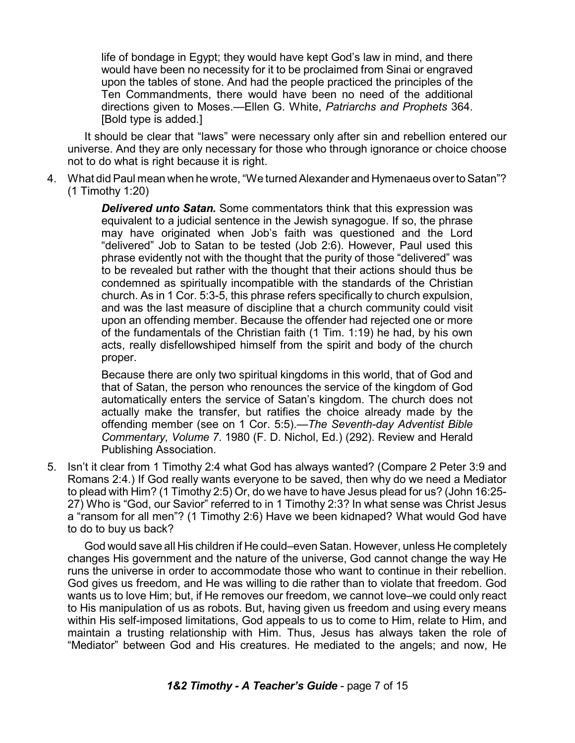> life of bondage in Egypt; they would have kept God's law in mind, and there would have been no necessity for it to be proclaimed from Sinai or engraved upon the tables of stone. And had the people practiced the principles of the Ten Commandments, there would have been no need of the additional directions given to Moses.—Ellen G. White, *Patriarchs and Prophets* 364. [Bold type is added.]

It should be clear that "laws" were necessary only after sin and rebellion entered our universe. And they are only necessary for those who through ignorance or choice choose not to do what is right because it is right.

4. What did Paul mean when he wrote, "We turned Alexander and Hymenaeus over to Satan"? (1 Timothy 1:20)

> ***Delivered unto Satan.*** Some commentators think that this expression was equivalent to a judicial sentence in the Jewish synagogue. If so, the phrase may have originated when Job's faith was questioned and the Lord "delivered" Job to Satan to be tested (Job 2:6). However, Paul used this phrase evidently not with the thought that the purity of those "delivered" was to be revealed but rather with the thought that their actions should thus be condemned as spiritually incompatible with the standards of the Christian church. As in 1 Cor. 5:3-5, this phrase refers specifically to church expulsion, and was the last measure of discipline that a church community could visit upon an offending member. Because the offender had rejected one or more of the fundamentals of the Christian faith (1 Tim. 1:19) he had, by his own acts, really disfellowshiped himself from the spirit and body of the church proper.
>
> Because there are only two spiritual kingdoms in this world, that of God and that of Satan, the person who renounces the service of the kingdom of God automatically enters the service of Satan's kingdom. The church does not actually make the transfer, but ratifies the choice already made by the offending member (see on 1 Cor. 5:5).—*The Seventh-day Adventist Bible Commentary, Volume 7*. 1980 (F. D. Nichol, Ed.) (292). Review and Herald Publishing Association.

5. Isn't it clear from 1 Timothy 2:4 what God has always wanted? (Compare 2 Peter 3:9 and Romans 2:4.) If God really wants everyone to be saved, then why do we need a Mediator to plead with Him? (1 Timothy 2:5) Or, do we have to have Jesus plead for us? (John 16:25-27) Who is "God, our Savior" referred to in 1 Timothy 2:3? In what sense was Christ Jesus a "ransom for all men"? (1 Timothy 2:6) Have we been kidnaped? What would God have to do to buy us back?

God would save all His children if He could–even Satan. However, unless He completely changes His government and the nature of the universe, God cannot change the way He runs the universe in order to accommodate those who want to continue in their rebellion. God gives us freedom, and He was willing to die rather than to violate that freedom. God wants us to love Him; but, if He removes our freedom, we cannot love–we could only react to His manipulation of us as robots. But, having given us freedom and using every means within His self-imposed limitations, God appeals to us to come to Him, relate to Him, and maintain a trusting relationship with Him. Thus, Jesus has always taken the role of "Mediator" between God and His creatures. He mediated to the angels; and now, He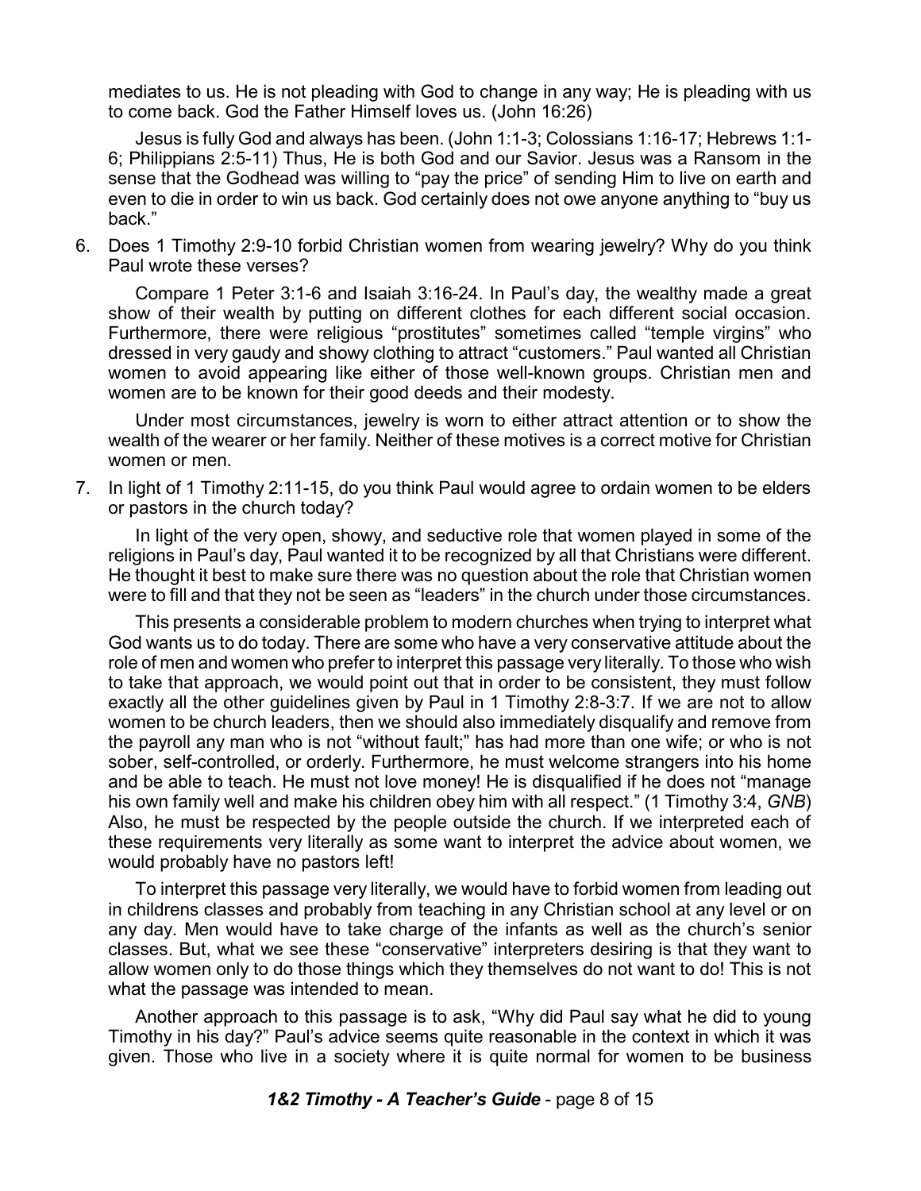mediates to us. He is not pleading with God to change in any way; He is pleading with us to come back. God the Father Himself loves us. (John 16:26)

Jesus is fully God and always has been. (John 1:1-3; Colossians 1:16-17; Hebrews 1:1-6; Philippians 2:5-11) Thus, He is both God and our Savior. Jesus was a Ransom in the sense that the Godhead was willing to "pay the price" of sending Him to live on earth and even to die in order to win us back. God certainly does not owe anyone anything to "buy us back."

6. Does 1 Timothy 2:9-10 forbid Christian women from wearing jewelry? Why do you think Paul wrote these verses?

   Compare 1 Peter 3:1-6 and Isaiah 3:16-24. In Paul's day, the wealthy made a great show of their wealth by putting on different clothes for each different social occasion. Furthermore, there were religious "prostitutes" sometimes called "temple virgins" who dressed in very gaudy and showy clothing to attract "customers." Paul wanted all Christian women to avoid appearing like either of those well-known groups. Christian men and women are to be known for their good deeds and their modesty.

   Under most circumstances, jewelry is worn to either attract attention or to show the wealth of the wearer or her family. Neither of these motives is a correct motive for Christian women or men.

7. In light of 1 Timothy 2:11-15, do you think Paul would agree to ordain women to be elders or pastors in the church today?

   In light of the very open, showy, and seductive role that women played in some of the religions in Paul's day, Paul wanted it to be recognized by all that Christians were different. He thought it best to make sure there was no question about the role that Christian women were to fill and that they not be seen as "leaders" in the church under those circumstances.

   This presents a considerable problem to modern churches when trying to interpret what God wants us to do today. There are some who have a very conservative attitude about the role of men and women who prefer to interpret this passage very literally. To those who wish to take that approach, we would point out that in order to be consistent, they must follow exactly all the other guidelines given by Paul in 1 Timothy 2:8-3:7. If we are not to allow women to be church leaders, then we should also immediately disqualify and remove from the payroll any man who is not "without fault;" has had more than one wife; or who is not sober, self-controlled, or orderly. Furthermore, he must welcome strangers into his home and be able to teach. He must not love money! He is disqualified if he does not "manage his own family well and make his children obey him with all respect." (1 Timothy 3:4, *GNB*) Also, he must be respected by the people outside the church. If we interpreted each of these requirements very literally as some want to interpret the advice about women, we would probably have no pastors left!

   To interpret this passage very literally, we would have to forbid women from leading out in childrens classes and probably from teaching in any Christian school at any level or on any day. Men would have to take charge of the infants as well as the church's senior classes. But, what we see these "conservative" interpreters desiring is that they want to allow women only to do those things which they themselves do not want to do! This is not what the passage was intended to mean.

   Another approach to this passage is to ask, "Why did Paul say what he did to young Timothy in his day?" Paul's advice seems quite reasonable in the context in which it was given. Those who live in a society where it is quite normal for women to be business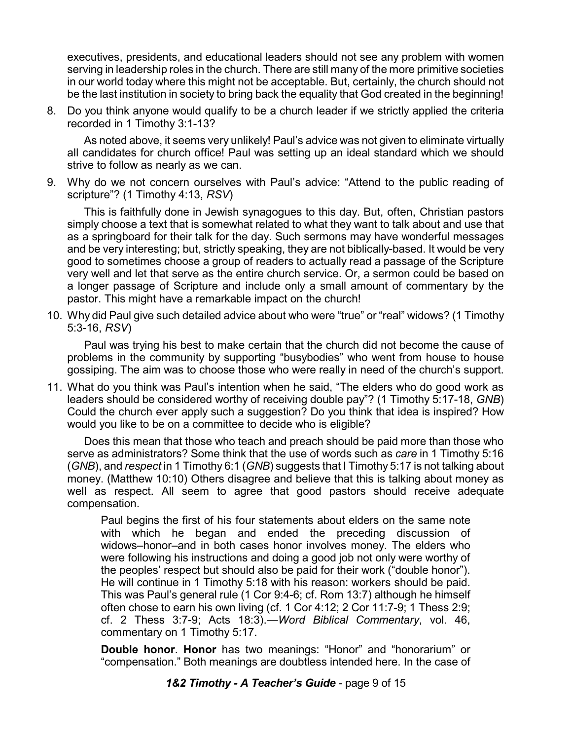executives, presidents, and educational leaders should not see any problem with women serving in leadership roles in the church. There are still many of the more primitive societies in our world today where this might not be acceptable. But, certainly, the church should not be the last institution in society to bring back the equality that God created in the beginning!

8. Do you think anyone would qualify to be a church leader if we strictly applied the criteria recorded in 1 Timothy 3:1-13?

   As noted above, it seems very unlikely! Paul's advice was not given to eliminate virtually all candidates for church office! Paul was setting up an ideal standard which we should strive to follow as nearly as we can.

9. Why do we not concern ourselves with Paul's advice: "Attend to the public reading of scripture"? (1 Timothy 4:13, *RSV*)

   This is faithfully done in Jewish synagogues to this day. But, often, Christian pastors simply choose a text that is somewhat related to what they want to talk about and use that as a springboard for their talk for the day. Such sermons may have wonderful messages and be very interesting; but, strictly speaking, they are not biblically-based. It would be very good to sometimes choose a group of readers to actually read a passage of the Scripture very well and let that serve as the entire church service. Or, a sermon could be based on a longer passage of Scripture and include only a small amount of commentary by the pastor. This might have a remarkable impact on the church!

10. Why did Paul give such detailed advice about who were "true" or "real" widows? (1 Timothy 5:3-16, *RSV*)

    Paul was trying his best to make certain that the church did not become the cause of problems in the community by supporting "busybodies" who went from house to house gossiping. The aim was to choose those who were really in need of the church's support.

11. What do you think was Paul's intention when he said, "The elders who do good work as leaders should be considered worthy of receiving double pay"? (1 Timothy 5:17-18, *GNB*) Could the church ever apply such a suggestion? Do you think that idea is inspired? How would you like to be on a committee to decide who is eligible?

    Does this mean that those who teach and preach should be paid more than those who serve as administrators? Some think that the use of words such as *care* in 1 Timothy 5:16 (*GNB*), and *respect* in 1 Timothy 6:1 (*GNB*) suggests that I Timothy 5:17 is not talking about money. (Matthew 10:10) Others disagree and believe that this is talking about money as well as respect. All seem to agree that good pastors should receive adequate compensation.

    > Paul begins the first of his four statements about elders on the same note with which he began and ended the preceding discussion of widows–honor–and in both cases honor involves money. The elders who were following his instructions and doing a good job not only were worthy of the peoples' respect but should also be paid for their work ("double honor"). He will continue in 1 Timothy 5:18 with his reason: workers should be paid. This was Paul's general rule (1 Cor 9:4-6; cf. Rom 13:7) although he himself often chose to earn his own living (cf. 1 Cor 4:12; 2 Cor 11:7-9; 1 Thess 2:9; cf. 2 Thess 3:7-9; Acts 18:3).—*Word Biblical Commentary*, vol. 46, commentary on 1 Timothy 5:17.

    > **Double honor**. **Honor** has two meanings: "Honor" and "honorarium" or "compensation." Both meanings are doubtless intended here. In the case of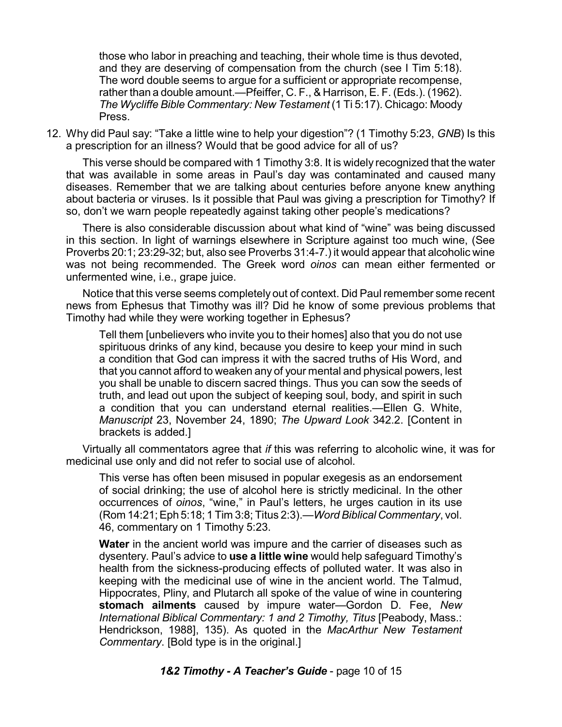> those who labor in preaching and teaching, their whole time is thus devoted, and they are deserving of compensation from the church (see I Tim 5:18). The word double seems to argue for a sufficient or appropriate recompense, rather than a double amount.—Pfeiffer, C. F., & Harrison, E. F. (Eds.). (1962). *The Wycliffe Bible Commentary: New Testament* (1 Ti 5:17). Chicago: Moody Press.

12. Why did Paul say: "Take a little wine to help your digestion"? (1 Timothy 5:23, *GNB*) Is this a prescription for an illness? Would that be good advice for all of us?

This verse should be compared with 1 Timothy 3:8. It is widely recognized that the water that was available in some areas in Paul's day was contaminated and caused many diseases. Remember that we are talking about centuries before anyone knew anything about bacteria or viruses. Is it possible that Paul was giving a prescription for Timothy? If so, don't we warn people repeatedly against taking other people's medications?

There is also considerable discussion about what kind of "wine" was being discussed in this section. In light of warnings elsewhere in Scripture against too much wine, (See Proverbs 20:1; 23:29-32; but, also see Proverbs 31:4-7.) it would appear that alcoholic wine was not being recommended. The Greek word *oinos* can mean either fermented or unfermented wine, i.e., grape juice.

Notice that this verse seems completely out of context. Did Paul remember some recent news from Ephesus that Timothy was ill? Did he know of some previous problems that Timothy had while they were working together in Ephesus?

> Tell them [unbelievers who invite you to their homes] also that you do not use spirituous drinks of any kind, because you desire to keep your mind in such a condition that God can impress it with the sacred truths of His Word, and that you cannot afford to weaken any of your mental and physical powers, lest you shall be unable to discern sacred things. Thus you can sow the seeds of truth, and lead out upon the subject of keeping soul, body, and spirit in such a condition that you can understand eternal realities.—Ellen G. White, *Manuscript* 23, November 24, 1890; *The Upward Look* 342.2. [Content in brackets is added.]

Virtually all commentators agree that *if* this was referring to alcoholic wine, it was for medicinal use only and did not refer to social use of alcohol.

> This verse has often been misused in popular exegesis as an endorsement of social drinking; the use of alcohol here is strictly medicinal. In the other occurrences of *oinos*, "wine," in Paul's letters, he urges caution in its use (Rom 14:21; Eph 5:18; 1 Tim 3:8; Titus 2:3).—*Word Biblical Commentary*, vol. 46, commentary on 1 Timothy 5:23.

> **Water** in the ancient world was impure and the carrier of diseases such as dysentery. Paul's advice to **use a little wine** would help safeguard Timothy's health from the sickness-producing effects of polluted water. It was also in keeping with the medicinal use of wine in the ancient world. The Talmud, Hippocrates, Pliny, and Plutarch all spoke of the value of wine in countering **stomach ailments** caused by impure water—Gordon D. Fee, *New International Biblical Commentary: 1 and 2 Timothy, Titus* [Peabody, Mass.: Hendrickson, 1988], 135). As quoted in the *MacArthur New Testament Commentary*. [Bold type is in the original.]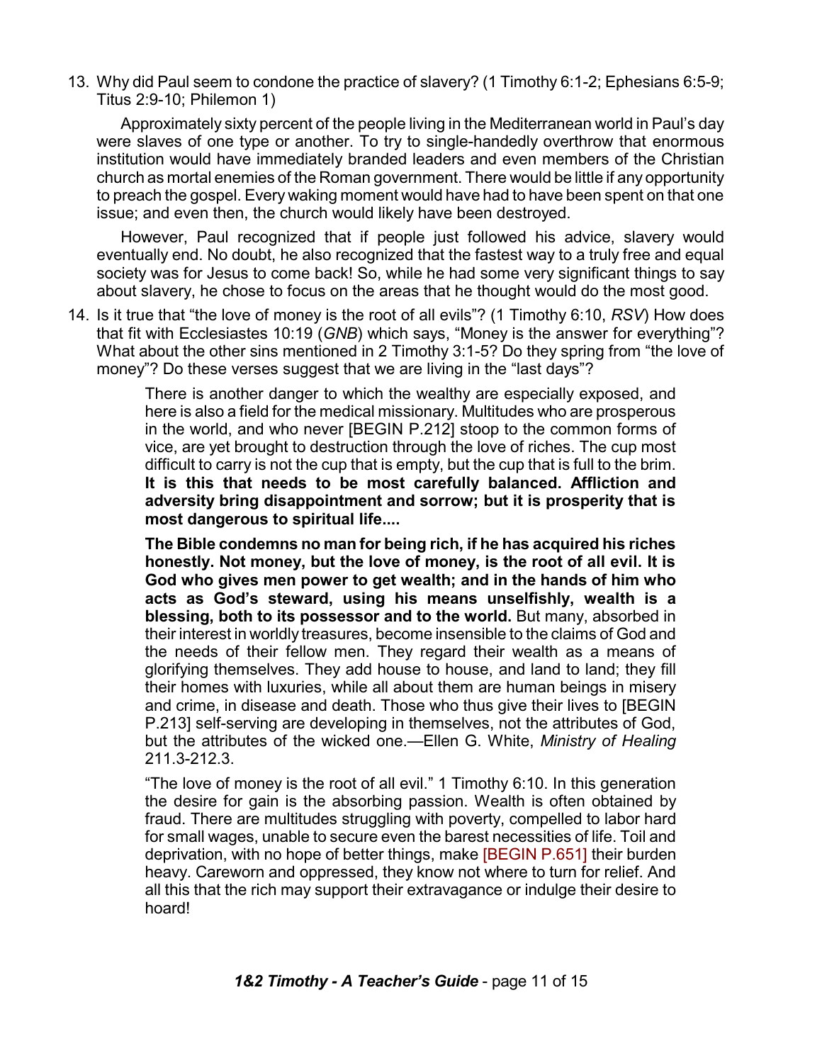13. Why did Paul seem to condone the practice of slavery? (1 Timothy 6:1-2; Ephesians 6:5-9; Titus 2:9-10; Philemon 1)

    Approximately sixty percent of the people living in the Mediterranean world in Paul's day were slaves of one type or another. To try to single-handedly overthrow that enormous institution would have immediately branded leaders and even members of the Christian church as mortal enemies of the Roman government. There would be little if any opportunity to preach the gospel. Every waking moment would have had to have been spent on that one issue; and even then, the church would likely have been destroyed.

    However, Paul recognized that if people just followed his advice, slavery would eventually end. No doubt, he also recognized that the fastest way to a truly free and equal society was for Jesus to come back! So, while he had some very significant things to say about slavery, he chose to focus on the areas that he thought would do the most good.

14. Is it true that "the love of money is the root of all evils"? (1 Timothy 6:10, *RSV*) How does that fit with Ecclesiastes 10:19 (*GNB*) which says, "Money is the answer for everything"? What about the other sins mentioned in 2 Timothy 3:1-5? Do they spring from "the love of money"? Do these verses suggest that we are living in the "last days"?

    > There is another danger to which the wealthy are especially exposed, and here is also a field for the medical missionary. Multitudes who are prosperous in the world, and who never [BEGIN P.212] stoop to the common forms of vice, are yet brought to destruction through the love of riches. The cup most difficult to carry is not the cup that is empty, but the cup that is full to the brim. **It is this that needs to be most carefully balanced. Affliction and adversity bring disappointment and sorrow; but it is prosperity that is most dangerous to spiritual life....**
    >
    > **The Bible condemns no man for being rich, if he has acquired his riches honestly. Not money, but the love of money, is the root of all evil. It is God who gives men power to get wealth; and in the hands of him who acts as God's steward, using his means unselfishly, wealth is a blessing, both to its possessor and to the world.** But many, absorbed in their interest in worldly treasures, become insensible to the claims of God and the needs of their fellow men. They regard their wealth as a means of glorifying themselves. They add house to house, and land to land; they fill their homes with luxuries, while all about them are human beings in misery and crime, in disease and death. Those who thus give their lives to [BEGIN P.213] self-serving are developing in themselves, not the attributes of God, but the attributes of the wicked one.—Ellen G. White, *Ministry of Healing* 211.3-212.3.
    >
    > "The love of money is the root of all evil." 1 Timothy 6:10. In this generation the desire for gain is the absorbing passion. Wealth is often obtained by fraud. There are multitudes struggling with poverty, compelled to labor hard for small wages, unable to secure even the barest necessities of life. Toil and deprivation, with no hope of better things, make [BEGIN P.651] their burden heavy. Careworn and oppressed, they know not where to turn for relief. And all this that the rich may support their extravagance or indulge their desire to hoard!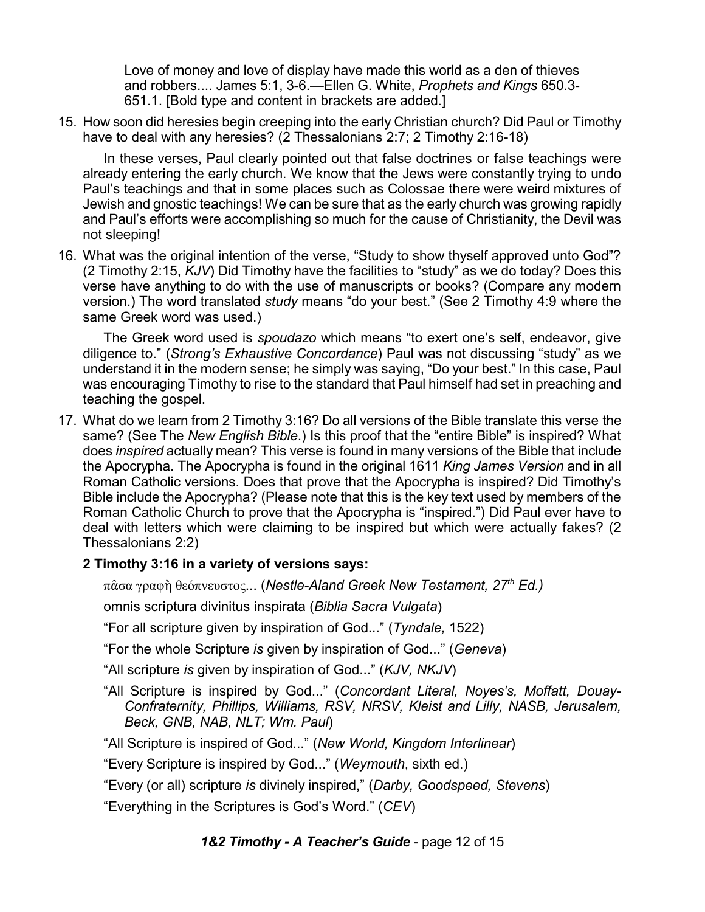Love of money and love of display have made this world as a den of thieves and robbers.... James 5:1, 3-6.—Ellen G. White, *Prophets and Kings* 650.3-651.1. [Bold type and content in brackets are added.]

15. How soon did heresies begin creeping into the early Christian church? Did Paul or Timothy have to deal with any heresies? (2 Thessalonians 2:7; 2 Timothy 2:16-18)

    In these verses, Paul clearly pointed out that false doctrines or false teachings were already entering the early church. We know that the Jews were constantly trying to undo Paul's teachings and that in some places such as Colossae there were weird mixtures of Jewish and gnostic teachings! We can be sure that as the early church was growing rapidly and Paul's efforts were accomplishing so much for the cause of Christianity, the Devil was not sleeping!

16. What was the original intention of the verse, "Study to show thyself approved unto God"? (2 Timothy 2:15, *KJV*) Did Timothy have the facilities to "study" as we do today? Does this verse have anything to do with the use of manuscripts or books? (Compare any modern version.) The word translated *study* means "do your best." (See 2 Timothy 4:9 where the same Greek word was used.)

    The Greek word used is *spoudazo* which means "to exert one's self, endeavor, give diligence to." (*Strong's Exhaustive Concordance*) Paul was not discussing "study" as we understand it in the modern sense; he simply was saying, "Do your best." In this case, Paul was encouraging Timothy to rise to the standard that Paul himself had set in preaching and teaching the gospel.

17. What do we learn from 2 Timothy 3:16? Do all versions of the Bible translate this verse the same? (See The *New English Bible*.) Is this proof that the "entire Bible" is inspired? What does *inspired* actually mean? This verse is found in many versions of the Bible that include the Apocrypha. The Apocrypha is found in the original 1611 *King James Version* and in all Roman Catholic versions. Does that prove that the Apocrypha is inspired? Did Timothy's Bible include the Apocrypha? (Please note that this is the key text used by members of the Roman Catholic Church to prove that the Apocrypha is "inspired.") Did Paul ever have to deal with letters which were claiming to be inspired but which were actually fakes? (2 Thessalonians 2:2)

    **2 Timothy 3:16 in a variety of versions says:**

    πᾶσα γραφὴ θεόπνευστος... (*Nestle-Aland Greek New Testament, 27th Ed.)*

    omnis scriptura divinitus inspirata (*Biblia Sacra Vulgata*)

    "For all scripture given by inspiration of God..." (*Tyndale,* 1522)

    "For the whole Scripture *is* given by inspiration of God..." (*Geneva*)

    "All scripture *is* given by inspiration of God..." (*KJV, NKJV*)

    "All Scripture is inspired by God..." (*Concordant Literal, Noyes's, Moffatt, Douay-Confraternity, Phillips, Williams, RSV, NRSV, Kleist and Lilly, NASB, Jerusalem, Beck, GNB, NAB, NLT; Wm. Paul*)

    "All Scripture is inspired of God..." (*New World, Kingdom Interlinear*)

    "Every Scripture is inspired by God..." (*Weymouth*, sixth ed.)

    "Every (or all) scripture *is* divinely inspired," (*Darby, Goodspeed, Stevens*)

    "Everything in the Scriptures is God's Word." (*CEV*)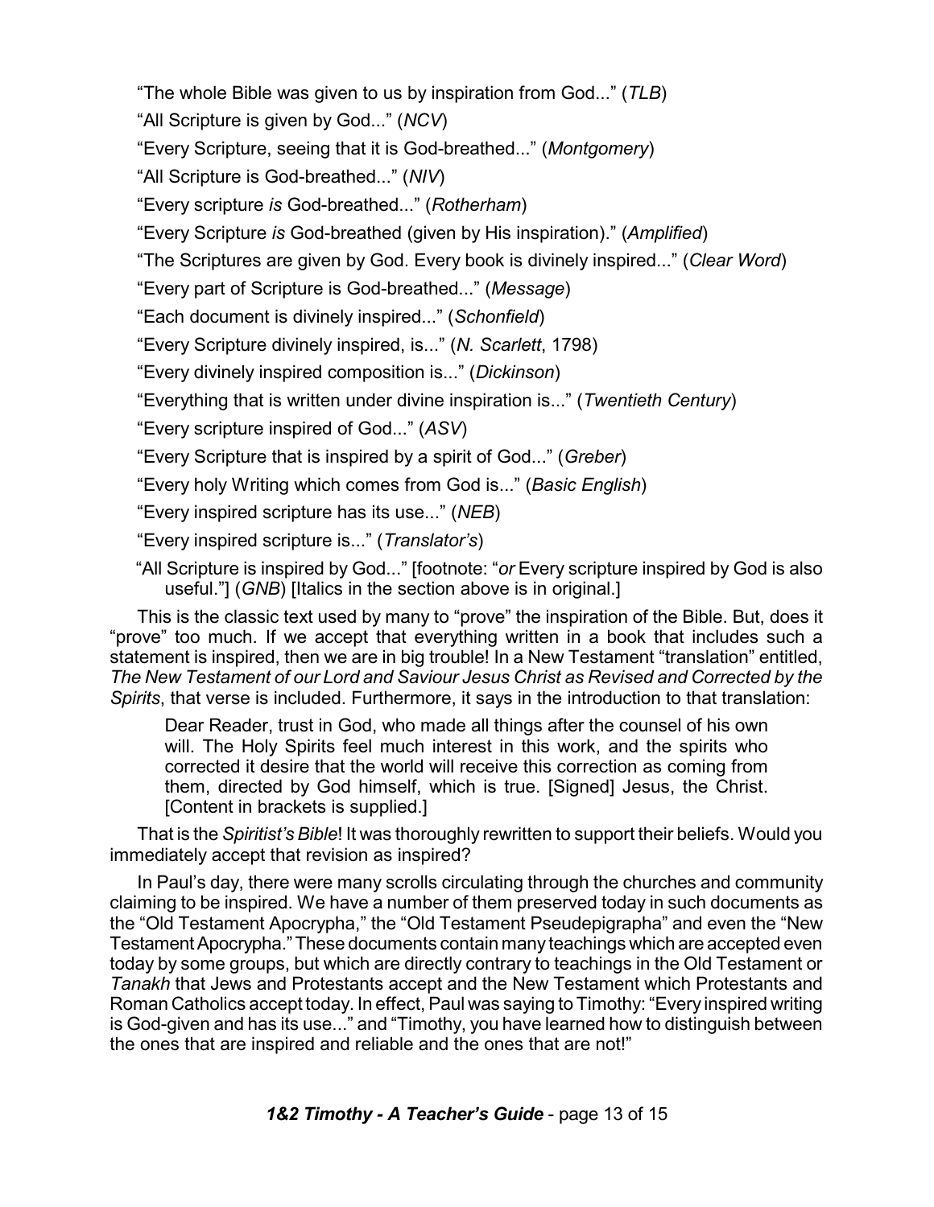"The whole Bible was given to us by inspiration from God..." (*TLB*)

"All Scripture is given by God..." (*NCV*)

"Every Scripture, seeing that it is God-breathed..." (*Montgomery*)

"All Scripture is God-breathed..." (*NIV*)

"Every scripture *is* God-breathed..." (*Rotherham*)

"Every Scripture *is* God-breathed (given by His inspiration)." (*Amplified*)

"The Scriptures are given by God. Every book is divinely inspired..." (*Clear Word*)

"Every part of Scripture is God-breathed..." (*Message*)

"Each document is divinely inspired..." (*Schonfield*)

"Every Scripture divinely inspired, is..." (*N. Scarlett*, 1798)

"Every divinely inspired composition is..." (*Dickinson*)

"Everything that is written under divine inspiration is..." (*Twentieth Century*)

"Every scripture inspired of God..." (*ASV*)

"Every Scripture that is inspired by a spirit of God..." (*Greber*)

"Every holy Writing which comes from God is..." (*Basic English*)

"Every inspired scripture has its use..." (*NEB*)

"Every inspired scripture is..." (*Translator's*)

"All Scripture is inspired by God..." [footnote: "*or* Every scripture inspired by God is also useful."] (*GNB*) [Italics in the section above is in original.]

This is the classic text used by many to "prove" the inspiration of the Bible. But, does it "prove" too much. If we accept that everything written in a book that includes such a statement is inspired, then we are in big trouble! In a New Testament "translation" entitled, *The New Testament of our Lord and Saviour Jesus Christ as Revised and Corrected by the Spirits*, that verse is included. Furthermore, it says in the introduction to that translation:

> Dear Reader, trust in God, who made all things after the counsel of his own will. The Holy Spirits feel much interest in this work, and the spirits who corrected it desire that the world will receive this correction as coming from them, directed by God himself, which is true. [Signed] Jesus, the Christ. [Content in brackets is supplied.]

That is the *Spiritist's Bible*! It was thoroughly rewritten to support their beliefs. Would you immediately accept that revision as inspired?

In Paul's day, there were many scrolls circulating through the churches and community claiming to be inspired. We have a number of them preserved today in such documents as the "Old Testament Apocrypha," the "Old Testament Pseudepigrapha" and even the "New Testament Apocrypha." These documents contain many teachings which are accepted even today by some groups, but which are directly contrary to teachings in the Old Testament or *Tanakh* that Jews and Protestants accept and the New Testament which Protestants and Roman Catholics accept today. In effect, Paul was saying to Timothy: "Every inspired writing is God-given and has its use..." and "Timothy, you have learned how to distinguish between the ones that are inspired and reliable and the ones that are not!"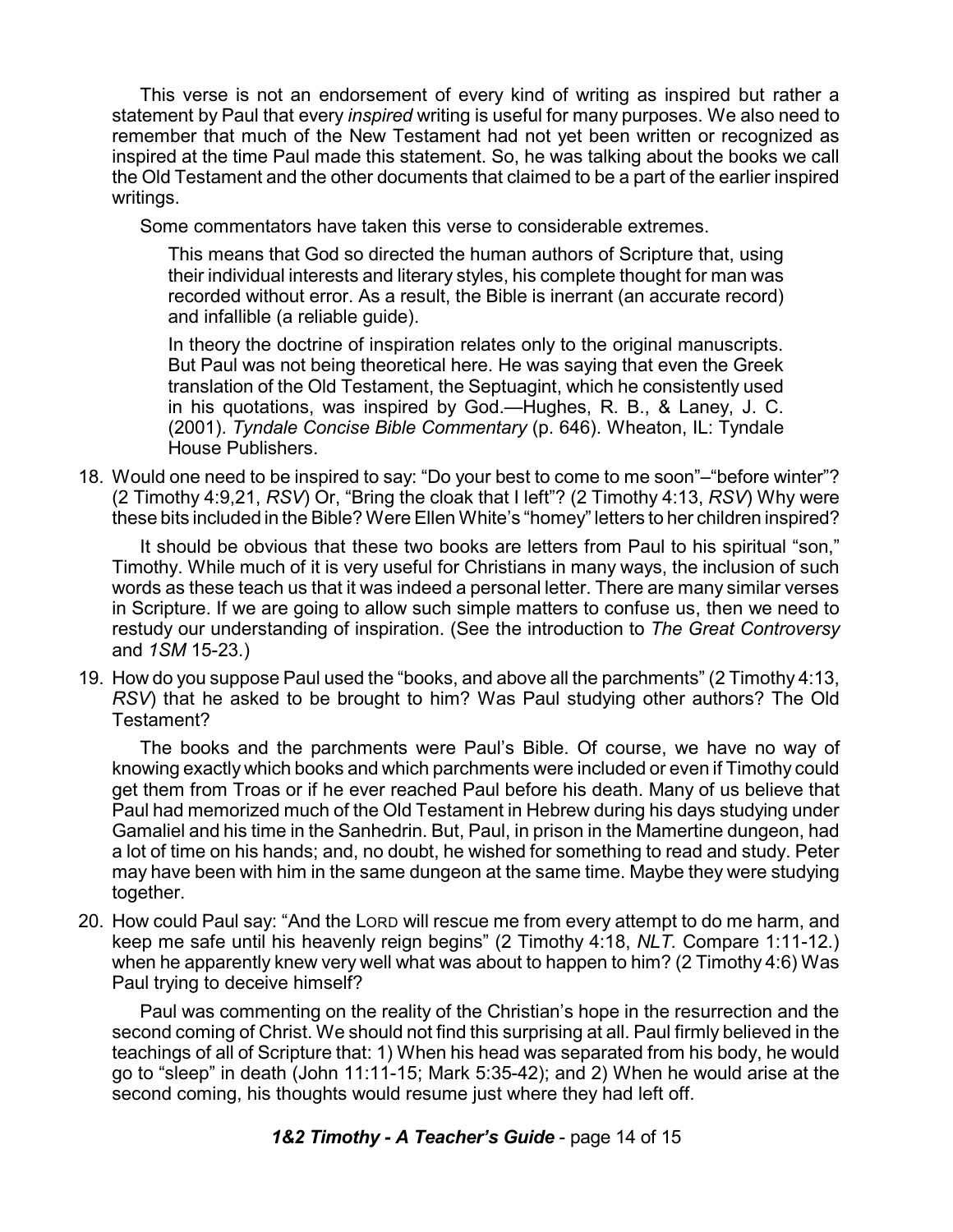This verse is not an endorsement of every kind of writing as inspired but rather a statement by Paul that every *inspired* writing is useful for many purposes. We also need to remember that much of the New Testament had not yet been written or recognized as inspired at the time Paul made this statement. So, he was talking about the books we call the Old Testament and the other documents that claimed to be a part of the earlier inspired writings.

Some commentators have taken this verse to considerable extremes.

> This means that God so directed the human authors of Scripture that, using their individual interests and literary styles, his complete thought for man was recorded without error. As a result, the Bible is inerrant (an accurate record) and infallible (a reliable guide).
>
> In theory the doctrine of inspiration relates only to the original manuscripts. But Paul was not being theoretical here. He was saying that even the Greek translation of the Old Testament, the Septuagint, which he consistently used in his quotations, was inspired by God.—Hughes, R. B., & Laney, J. C. (2001). *Tyndale Concise Bible Commentary* (p. 646). Wheaton, IL: Tyndale House Publishers.

18. Would one need to be inspired to say: "Do your best to come to me soon"–"before winter"? (2 Timothy 4:9,21, *RSV*) Or, "Bring the cloak that I left"? (2 Timothy 4:13, *RSV*) Why were these bits included in the Bible? Were Ellen White's "homey" letters to her children inspired?

    It should be obvious that these two books are letters from Paul to his spiritual "son," Timothy. While much of it is very useful for Christians in many ways, the inclusion of such words as these teach us that it was indeed a personal letter. There are many similar verses in Scripture. If we are going to allow such simple matters to confuse us, then we need to restudy our understanding of inspiration. (See the introduction to *The Great Controversy* and *1SM* 15-23.)

19. How do you suppose Paul used the "books, and above all the parchments" (2 Timothy 4:13, *RSV*) that he asked to be brought to him? Was Paul studying other authors? The Old Testament?

    The books and the parchments were Paul's Bible. Of course, we have no way of knowing exactly which books and which parchments were included or even if Timothy could get them from Troas or if he ever reached Paul before his death. Many of us believe that Paul had memorized much of the Old Testament in Hebrew during his days studying under Gamaliel and his time in the Sanhedrin. But, Paul, in prison in the Mamertine dungeon, had a lot of time on his hands; and, no doubt, he wished for something to read and study. Peter may have been with him in the same dungeon at the same time. Maybe they were studying together.

20. How could Paul say: "And the LORD will rescue me from every attempt to do me harm, and keep me safe until his heavenly reign begins" (2 Timothy 4:18, *NLT.* Compare 1:11-12.) when he apparently knew very well what was about to happen to him? (2 Timothy 4:6) Was Paul trying to deceive himself?

    Paul was commenting on the reality of the Christian's hope in the resurrection and the second coming of Christ. We should not find this surprising at all. Paul firmly believed in the teachings of all of Scripture that: 1) When his head was separated from his body, he would go to "sleep" in death (John 11:11-15; Mark 5:35-42); and 2) When he would arise at the second coming, his thoughts would resume just where they had left off.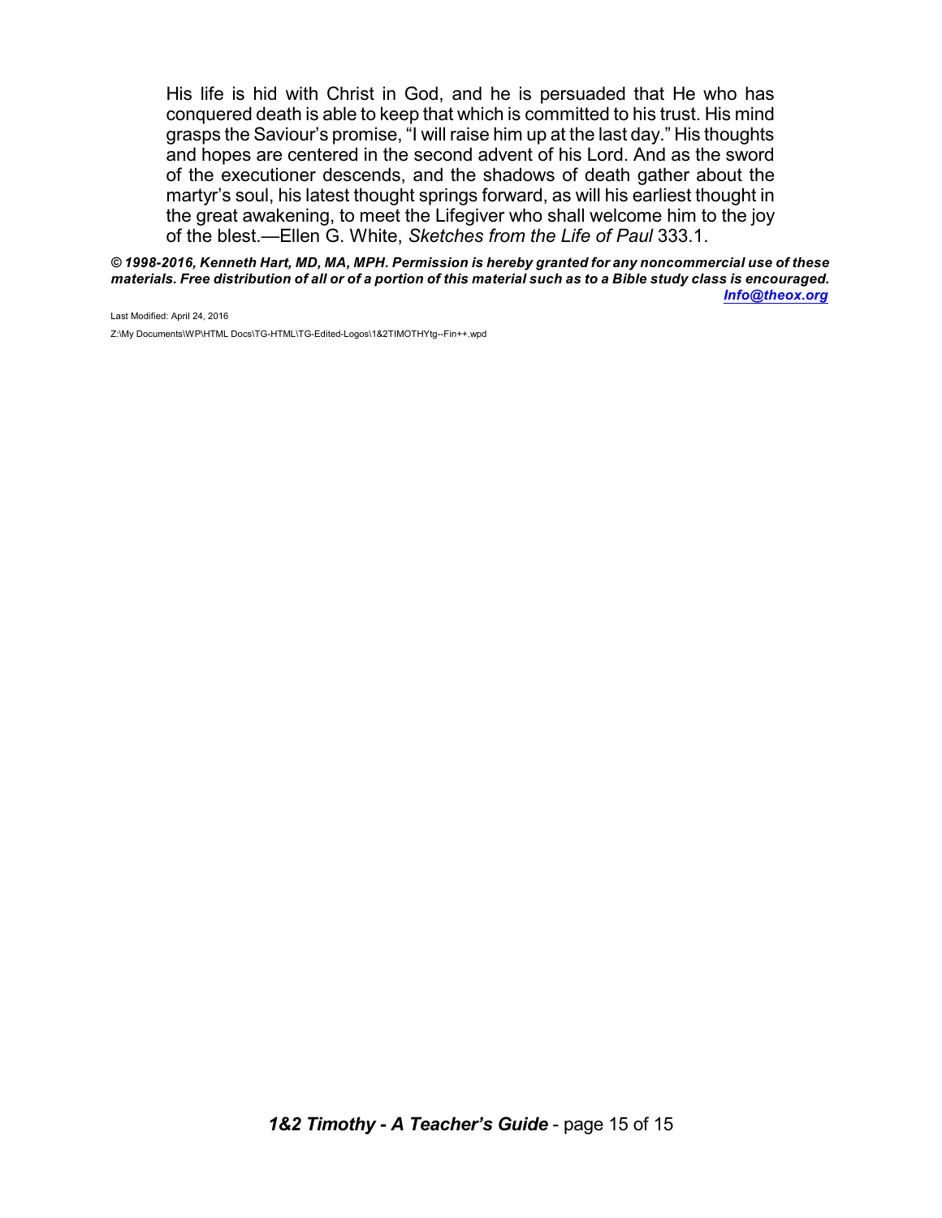His life is hid with Christ in God, and he is persuaded that He who has conquered death is able to keep that which is committed to his trust. His mind grasps the Saviour's promise, "I will raise him up at the last day." His thoughts and hopes are centered in the second advent of his Lord. And as the sword of the executioner descends, and the shadows of death gather about the martyr's soul, his latest thought springs forward, as will his earliest thought in the great awakening, to meet the Lifegiver who shall welcome him to the joy of the blest.—Ellen G. White, *Sketches from the Life of Paul* 333.1.

***© 1998-2016, Kenneth Hart, MD, MA, MPH. Permission is hereby granted for any noncommercial use of these materials. Free distribution of all or of a portion of this material such as to a Bible study class is encouraged. Info@theox.org***

Last Modified: April 24, 2016

Z:\My Documents\WP\HTML Docs\TG-HTML\TG-Edited-Logos\1&2TIMOTHYtg--Fin++.wpd